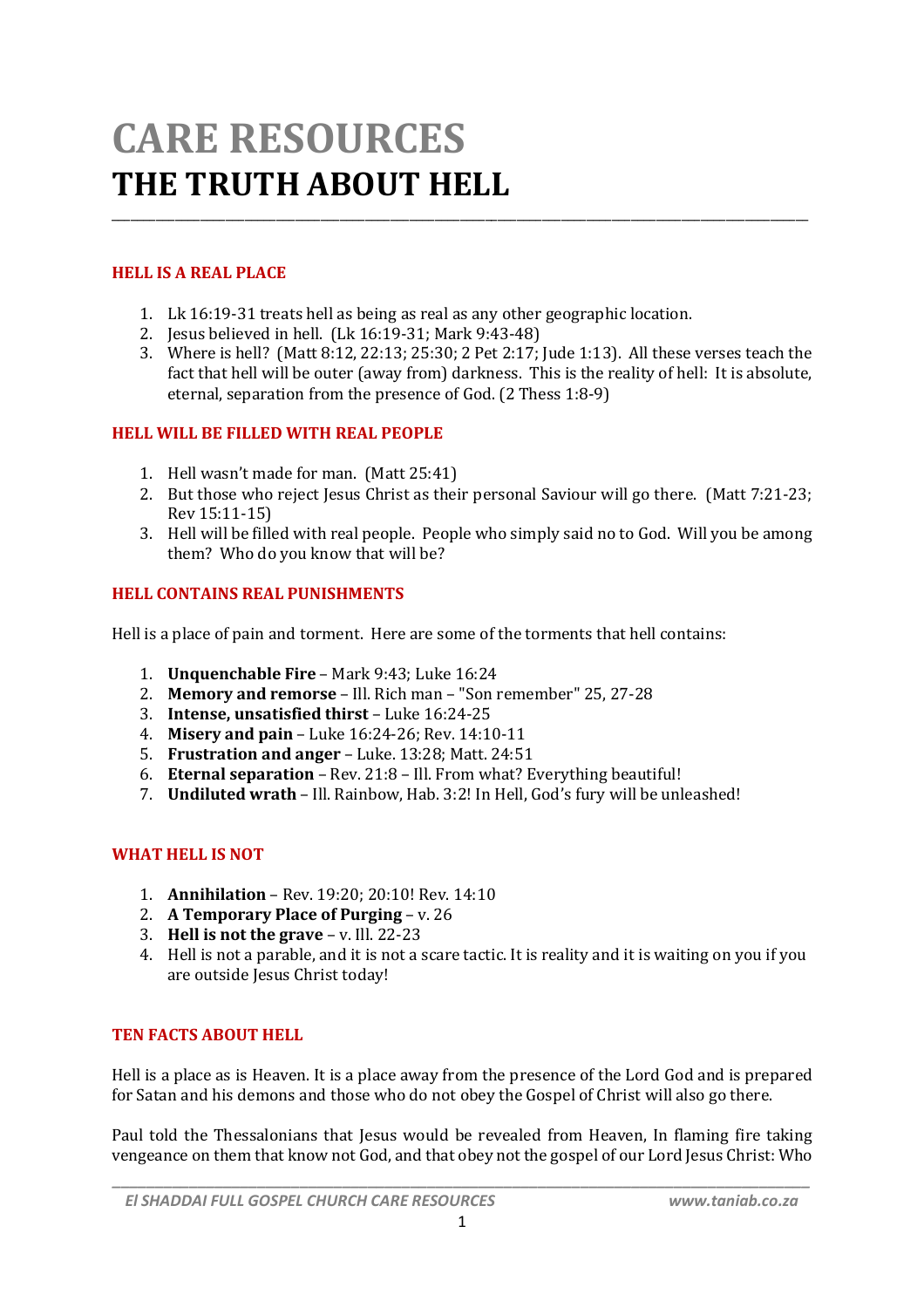# CARE RESOURCES
# THE TRUTH ABOUT HELL

## HELL IS A REAL PLACE

1. Lk 16:19-31 treats hell as being as real as any other geographic location.
2. Jesus believed in hell. (Lk 16:19-31; Mark 9:43-48)
3. Where is hell? (Matt 8:12, 22:13; 25:30; 2 Pet 2:17; Jude 1:13). All these verses teach the fact that hell will be outer (away from) darkness. This is the reality of hell: It is absolute, eternal, separation from the presence of God. (2 Thess 1:8-9)

## HELL WILL BE FILLED WITH REAL PEOPLE

1. Hell wasn't made for man. (Matt 25:41)
2. But those who reject Jesus Christ as their personal Saviour will go there. (Matt 7:21-23; Rev 15:11-15)
3. Hell will be filled with real people. People who simply said no to God. Will you be among them? Who do you know that will be?

## HELL CONTAINS REAL PUNISHMENTS

Hell is a place of pain and torment. Here are some of the torments that hell contains:

1. **Unquenchable Fire** – Mark 9:43; Luke 16:24
2. **Memory and remorse** – Ill. Rich man – "Son remember" 25, 27-28
3. **Intense, unsatisfied thirst** – Luke 16:24-25
4. **Misery and pain** – Luke 16:24-26; Rev. 14:10-11
5. **Frustration and anger** – Luke. 13:28; Matt. 24:51
6. **Eternal separation** – Rev. 21:8 – Ill. From what? Everything beautiful!
7. **Undiluted wrath** – Ill. Rainbow, Hab. 3:2! In Hell, God's fury will be unleashed!

## WHAT HELL IS NOT

1. **Annihilation** – Rev. 19:20; 20:10! Rev. 14:10
2. **A Temporary Place of Purging** – v. 26
3. **Hell is not the grave** – v. Ill. 22-23
4. Hell is not a parable, and it is not a scare tactic. It is reality and it is waiting on you if you are outside Jesus Christ today!

## TEN FACTS ABOUT HELL

Hell is a place as is Heaven. It is a place away from the presence of the Lord God and is prepared for Satan and his demons and those who do not obey the Gospel of Christ will also go there.

Paul told the Thessalonians that Jesus would be revealed from Heaven, In flaming fire taking vengeance on them that know not God, and that obey not the gospel of our Lord Jesus Christ: Who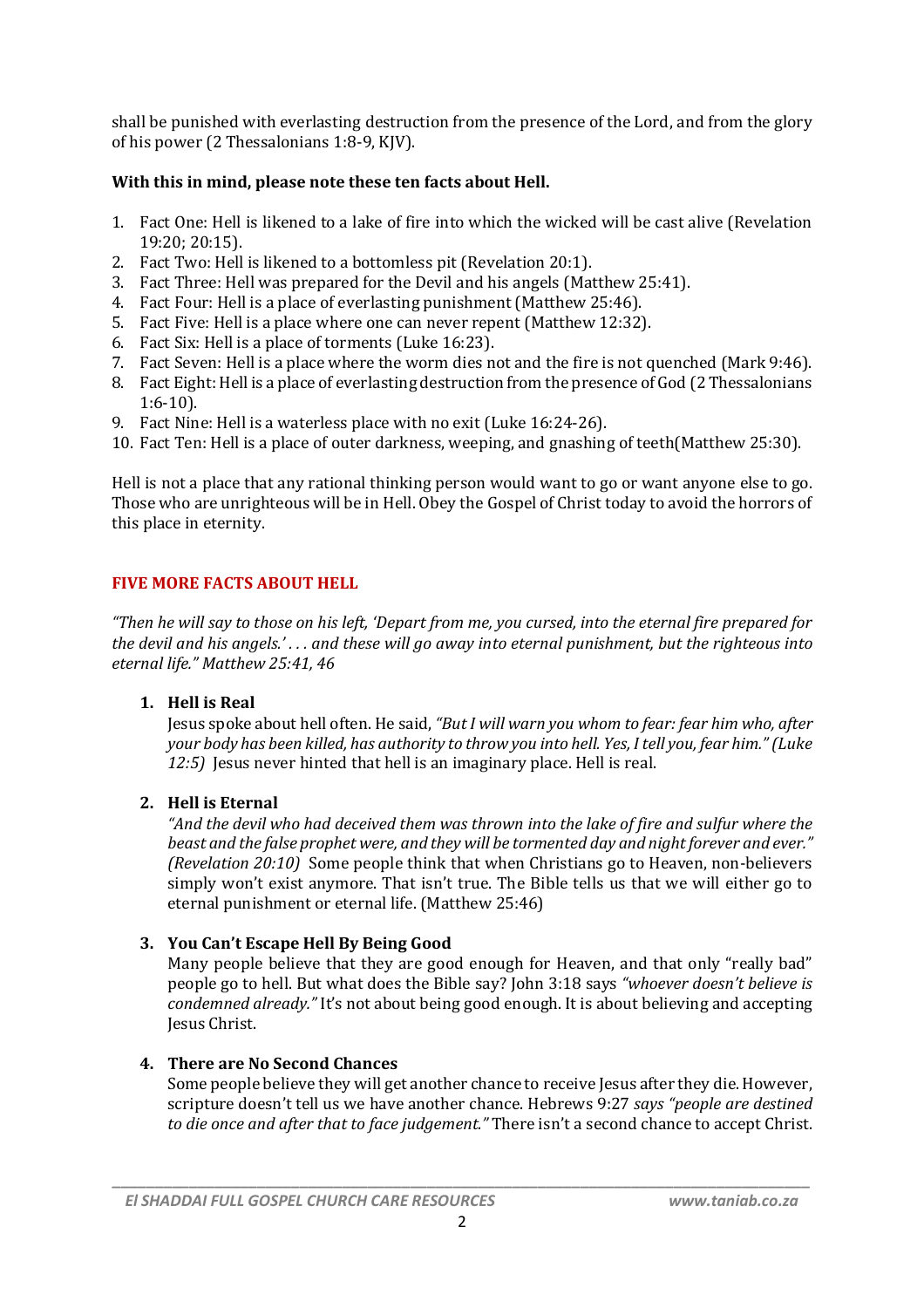shall be punished with everlasting destruction from the presence of the Lord, and from the glory of his power (2 Thessalonians 1:8-9, KJV).

**With this in mind, please note these ten facts about Hell.**

1. Fact One: Hell is likened to a lake of fire into which the wicked will be cast alive (Revelation 19:20; 20:15).
2. Fact Two: Hell is likened to a bottomless pit (Revelation 20:1).
3. Fact Three: Hell was prepared for the Devil and his angels (Matthew 25:41).
4. Fact Four: Hell is a place of everlasting punishment (Matthew 25:46).
5. Fact Five: Hell is a place where one can never repent (Matthew 12:32).
6. Fact Six: Hell is a place of torments (Luke 16:23).
7. Fact Seven: Hell is a place where the worm dies not and the fire is not quenched (Mark 9:46).
8. Fact Eight: Hell is a place of everlasting destruction from the presence of God (2 Thessalonians 1:6-10).
9. Fact Nine: Hell is a waterless place with no exit (Luke 16:24-26).
10. Fact Ten: Hell is a place of outer darkness, weeping, and gnashing of teeth(Matthew 25:30).

Hell is not a place that any rational thinking person would want to go or want anyone else to go. Those who are unrighteous will be in Hell. Obey the Gospel of Christ today to avoid the horrors of this place in eternity.

## FIVE MORE FACTS ABOUT HELL

*"Then he will say to those on his left, 'Depart from me, you cursed, into the eternal fire prepared for the devil and his angels.' . . . and these will go away into eternal punishment, but the righteous into eternal life." Matthew 25:41, 46*

1. **Hell is Real**
   Jesus spoke about hell often. He said, *"But I will warn you whom to fear: fear him who, after your body has been killed, has authority to throw you into hell. Yes, I tell you, fear him." (Luke 12:5)* Jesus never hinted that hell is an imaginary place. Hell is real.

2. **Hell is Eternal**
   *"And the devil who had deceived them was thrown into the lake of fire and sulfur where the beast and the false prophet were, and they will be tormented day and night forever and ever." (Revelation 20:10)* Some people think that when Christians go to Heaven, non-believers simply won't exist anymore. That isn't true. The Bible tells us that we will either go to eternal punishment or eternal life. (Matthew 25:46)

3. **You Can't Escape Hell By Being Good**
   Many people believe that they are good enough for Heaven, and that only "really bad" people go to hell. But what does the Bible say? John 3:18 says *"whoever doesn't believe is condemned already."* It's not about being good enough. It is about believing and accepting Jesus Christ.

4. **There are No Second Chances**
   Some people believe they will get another chance to receive Jesus after they die. However, scripture doesn't tell us we have another chance. Hebrews 9:27 *says "people are destined to die once and after that to face judgement."* There isn't a second chance to accept Christ.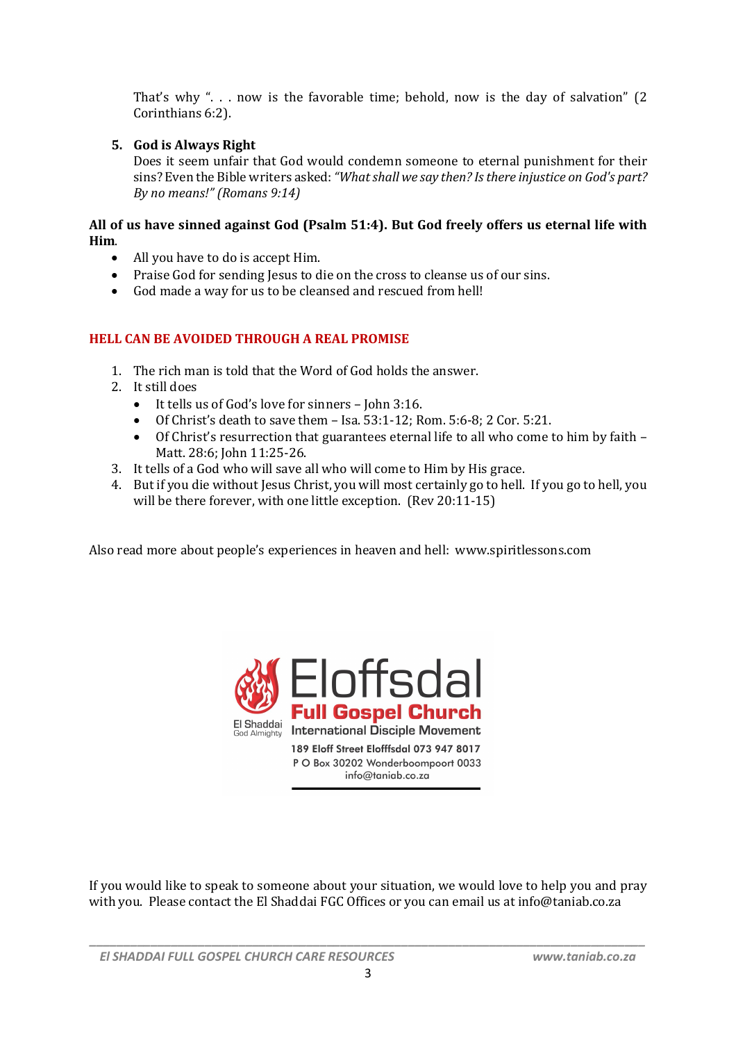That's why ". . . now is the favorable time; behold, now is the day of salvation" (2 Corinthians 6:2).

5. **God is Always Right**

   Does it seem unfair that God would condemn someone to eternal punishment for their sins? Even the Bible writers asked: *"What shall we say then? Is there injustice on God's part? By no means!" (Romans 9:14)*

**All of us have sinned against God (Psalm 51:4). But God freely offers us eternal life with Him**.

- All you have to do is accept Him.
- Praise God for sending Jesus to die on the cross to cleanse us of our sins.
- God made a way for us to be cleansed and rescued from hell!

## HELL CAN BE AVOIDED THROUGH A REAL PROMISE

1. The rich man is told that the Word of God holds the answer.
2. It still does
   - It tells us of God's love for sinners – John 3:16.
   - Of Christ's death to save them – Isa. 53:1-12; Rom. 5:6-8; 2 Cor. 5:21.
   - Of Christ's resurrection that guarantees eternal life to all who come to him by faith – Matt. 28:6; John 11:25-26.
3. It tells of a God who will save all who will come to Him by His grace.
4. But if you die without Jesus Christ, you will most certainly go to hell. If you go to hell, you will be there forever, with one little exception. (Rev 20:11-15)

Also read more about people's experiences in heaven and hell: www.spiritlessons.com

El Shaddai
God Almighty

Eloffsdal
**Full Gospel Church**
International Disciple Movement
189 Eloff Street Elofffsdal 073 947 8017
P O Box 30202 Wonderboompoort 0033
info@taniab.co.za

If you would like to speak to someone about your situation, we would love to help you and pray with you. Please contact the El Shaddai FGC Offices or you can email us at info@taniab.co.za